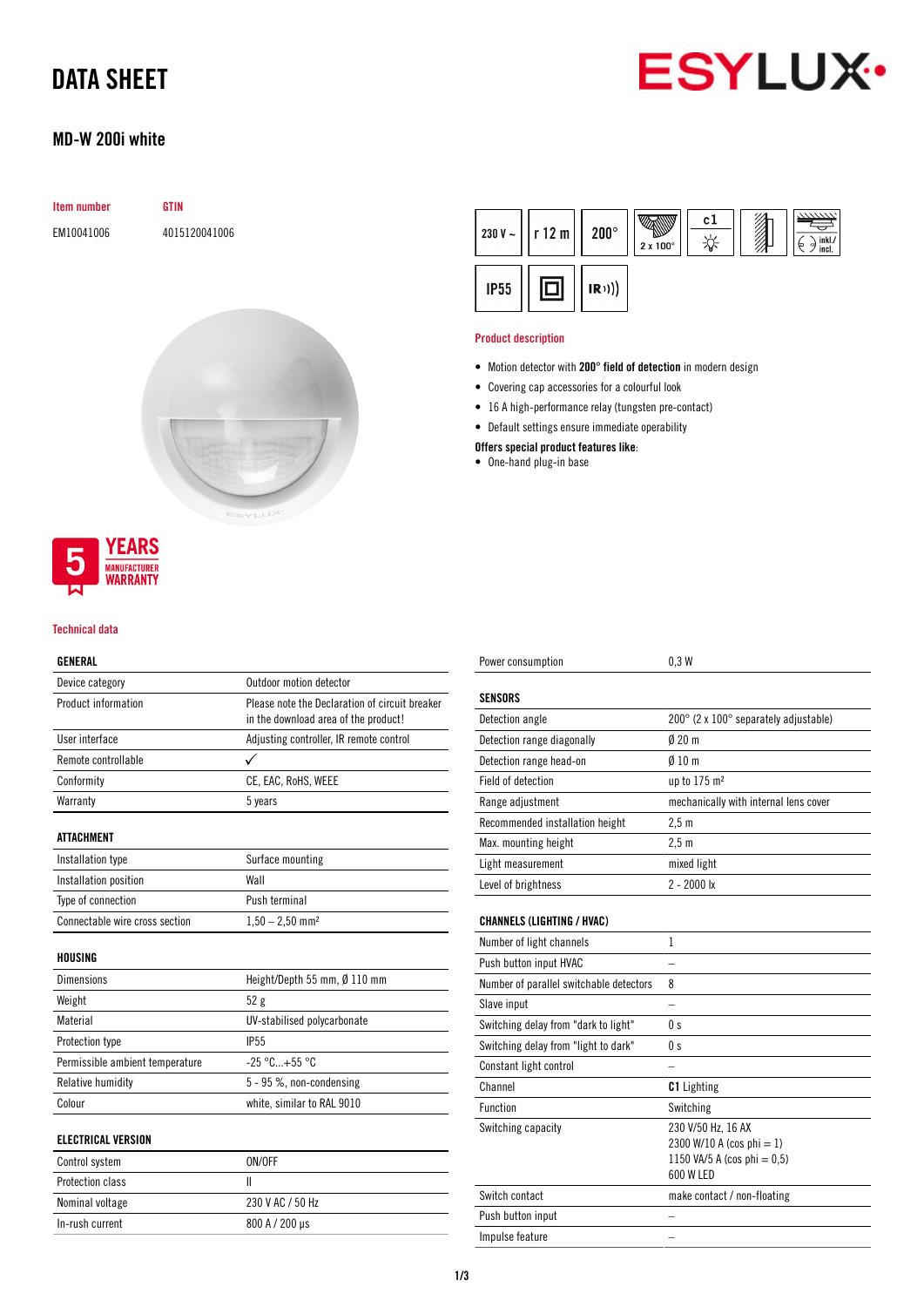# DATA SHEET

ESYLUX

## MD-W 200i white

| Item number | GTIN |
|---|---|
| EM10041006 | 4015120041006 |

230 V ~ | r 12 m | 200° | 2 x 100° | c1 | inkl./incl. | IP55 | IR

5 YEARS MANUFACTURER WARRANTY

### Product description

- Motion detector with **200° field of detection** in modern design
- Covering cap accessories for a colourful look
- 16 A high-performance relay (tungsten pre-contact)
- Default settings ensure immediate operability

**Offers special product features like:**

- One-hand plug-in base

### Technical data

| GENERAL | |
|---|---|
| Device category | Outdoor motion detector |
| Product information | Please note the Declaration of circuit breaker in the download area of the product! |
| User interface | Adjusting controller, IR remote control |
| Remote controllable | ✓ |
| Conformity | CE, EAC, RoHS, WEEE |
| Warranty | 5 years |

| ATTACHMENT | |
|---|---|
| Installation type | Surface mounting |
| Installation position | Wall |
| Type of connection | Push terminal |
| Connectable wire cross section | 1,50 – 2,50 mm² |

| HOUSING | |
|---|---|
| Dimensions | Height/Depth 55 mm, Ø 110 mm |
| Weight | 52 g |
| Material | UV-stabilised polycarbonate |
| Protection type | IP55 |
| Permissible ambient temperature | -25 °C...+55 °C |
| Relative humidity | 5 - 95 %, non-condensing |
| Colour | white, similar to RAL 9010 |

| ELECTRICAL VERSION | |
|---|---|
| Control system | ON/OFF |
| Protection class | II |
| Nominal voltage | 230 V AC / 50 Hz |
| In-rush current | 800 A / 200 µs |
| Power consumption | 0,3 W |

| SENSORS | |
|---|---|
| Detection angle | 200° (2 x 100° separately adjustable) |
| Detection range diagonally | Ø 20 m |
| Detection range head-on | Ø 10 m |
| Field of detection | up to 175 m² |
| Range adjustment | mechanically with internal lens cover |
| Recommended installation height | 2,5 m |
| Max. mounting height | 2,5 m |
| Light measurement | mixed light |
| Level of brightness | 2 - 2000 lx |

| CHANNELS (LIGHTING / HVAC) | |
|---|---|
| Number of light channels | 1 |
| Push button input HVAC | – |
| Number of parallel switchable detectors | 8 |
| Slave input | – |
| Switching delay from "dark to light" | 0 s |
| Switching delay from "light to dark" | 0 s |
| Constant light control | – |
| Channel | **C1** Lighting |
| Function | Switching |
| Switching capacity | 230 V/50 Hz, 16 AX<br>2300 W/10 A (cos phi = 1)<br>1150 VA/5 A (cos phi = 0,5)<br>600 W LED |
| Switch contact | make contact / non-floating |
| Push button input | – |
| Impulse feature | – |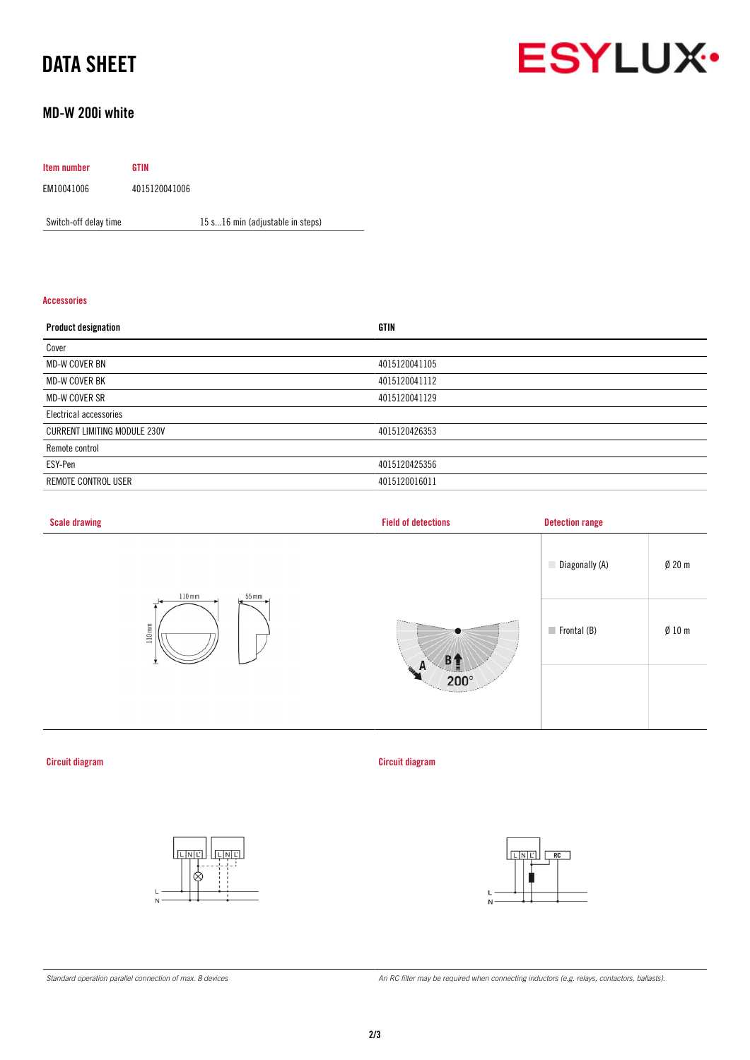# DATA SHEET

## MD-W 200i white

| Item number | GTIN |
|---|---|
| EM10041006 | 4015120041006 |

| Switch-off delay time | 15 s...16 min (adjustable in steps) |
|---|---|

### Accessories

| Product designation | GTIN |
|---|---|
| Cover | |
| MD-W COVER BN | 4015120041105 |
| MD-W COVER BK | 4015120041112 |
| MD-W COVER SR | 4015120041129 |
| Electrical accessories | |
| CURRENT LIMITING MODULE 230V | 4015120426353 |
| Remote control | |
| ESY-Pen | 4015120425356 |
| REMOTE CONTROL USER | 4015120016011 |

### Scale drawing

110 mm, 55 mm, 110 mm

### Field of detections

A, B, 200°

### Detection range

| | |
|---|---|
| Diagonally (A) | Ø 20 m |
| Frontal (B) | Ø 10 m |

### Circuit diagram

*Standard operation parallel connection of max. 8 devices*

### Circuit diagram

*An RC filter may be required when connecting inductors (e.g. relays, contactors, ballasts).*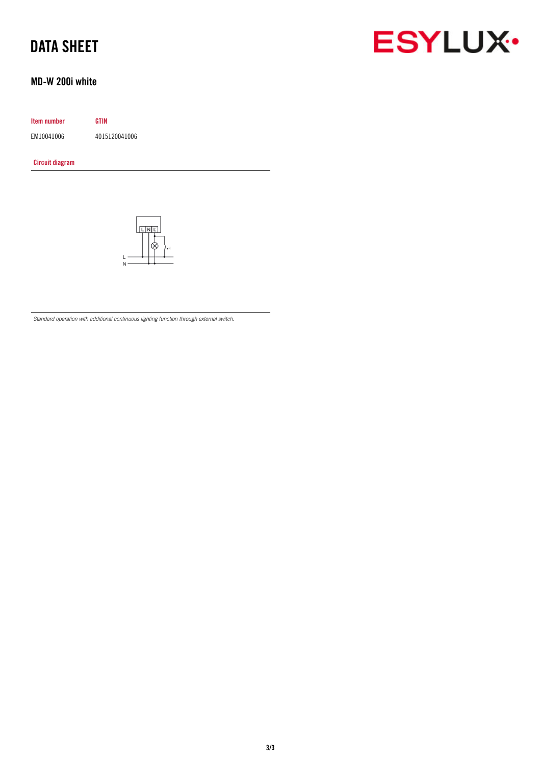# DATA SHEET

## MD-W 200i white

| Item number | GTIN |
|---|---|
| EM10041006 | 4015120041006 |

### Circuit diagram

L N L'

L

N

*Standard operation with additional continuous lighting function through external switch.*